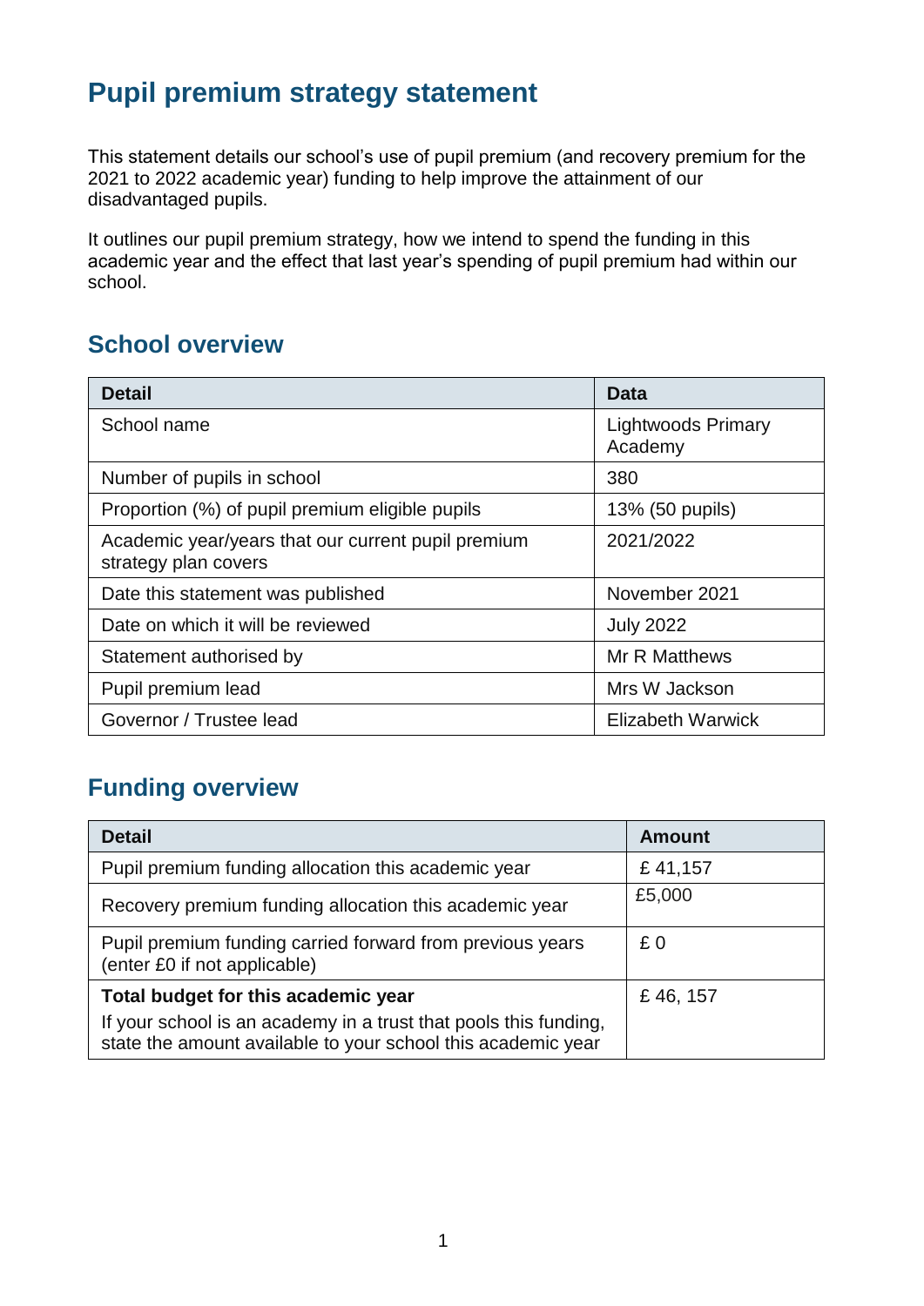# Pupil premium strategy statement

This statement details our school's use of pupil premium (and recovery premium for the 2021 to 2022 academic year) funding to help improve the attainment of our disadvantaged pupils.

It outlines our pupil premium strategy, how we intend to spend the funding in this academic year and the effect that last year's spending of pupil premium had within our school.

## School overview

| Detail | Data |
|---|---|
| School name | Lightwoods Primary Academy |
| Number of pupils in school | 380 |
| Proportion (%) of pupil premium eligible pupils | 13% (50 pupils) |
| Academic year/years that our current pupil premium strategy plan covers | 2021/2022 |
| Date this statement was published | November 2021 |
| Date on which it will be reviewed | July 2022 |
| Statement authorised by | Mr R Matthews |
| Pupil premium lead | Mrs W Jackson |
| Governor / Trustee lead | Elizabeth Warwick |

## Funding overview

| Detail | Amount |
|---|---|
| Pupil premium funding allocation this academic year | £ 41,157 |
| Recovery premium funding allocation this academic year | £5,000 |
| Pupil premium funding carried forward from previous years (enter £0 if not applicable) | £ 0 |
| **Total budget for this academic year**<br>If your school is an academy in a trust that pools this funding, state the amount available to your school this academic year | £ 46, 157 |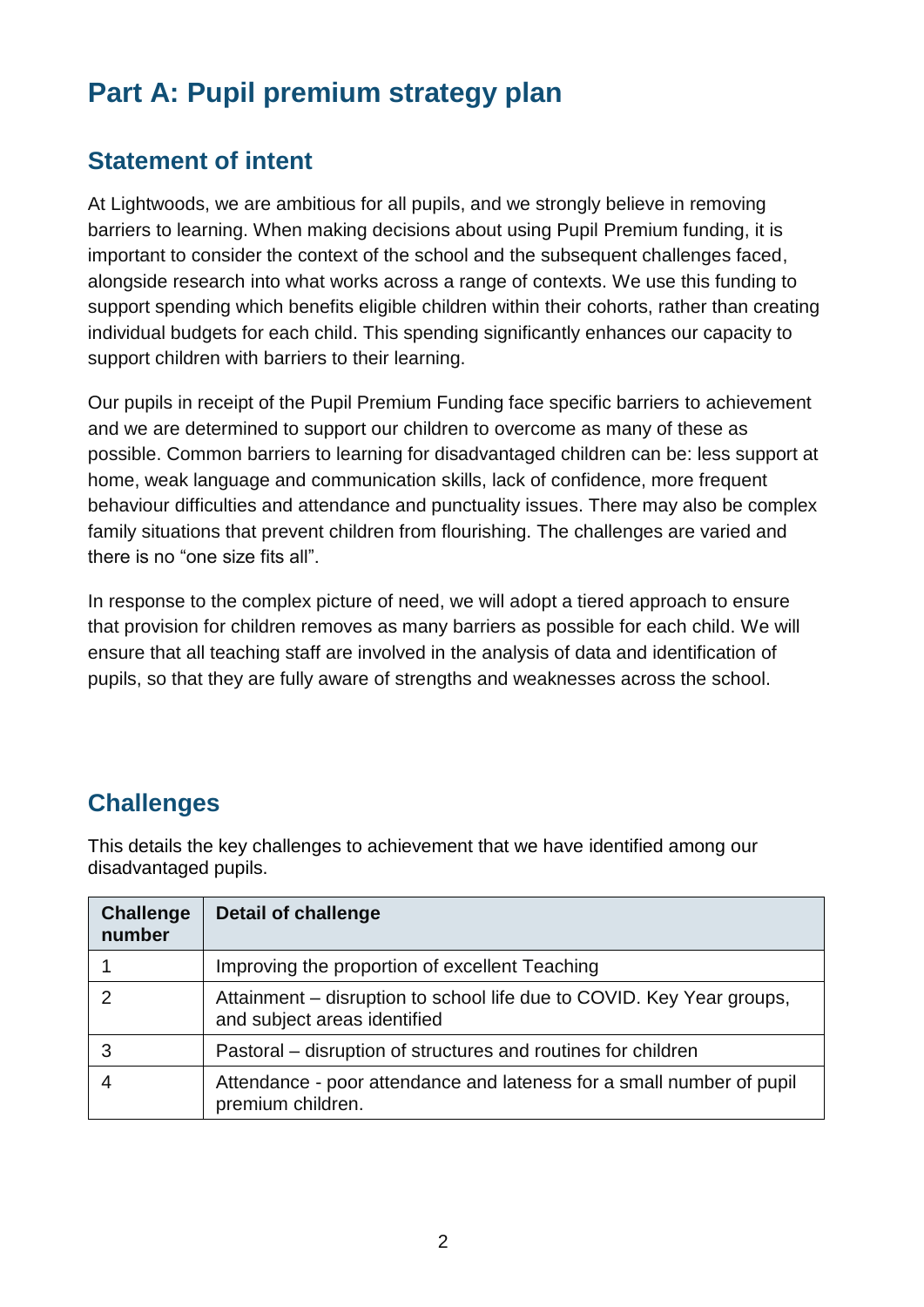# Part A: Pupil premium strategy plan

## Statement of intent

At Lightwoods, we are ambitious for all pupils, and we strongly believe in removing barriers to learning. When making decisions about using Pupil Premium funding, it is important to consider the context of the school and the subsequent challenges faced, alongside research into what works across a range of contexts. We use this funding to support spending which benefits eligible children within their cohorts, rather than creating individual budgets for each child. This spending significantly enhances our capacity to support children with barriers to their learning.

Our pupils in receipt of the Pupil Premium Funding face specific barriers to achievement and we are determined to support our children to overcome as many of these as possible. Common barriers to learning for disadvantaged children can be: less support at home, weak language and communication skills, lack of confidence, more frequent behaviour difficulties and attendance and punctuality issues. There may also be complex family situations that prevent children from flourishing. The challenges are varied and there is no "one size fits all".

In response to the complex picture of need, we will adopt a tiered approach to ensure that provision for children removes as many barriers as possible for each child. We will ensure that all teaching staff are involved in the analysis of data and identification of pupils, so that they are fully aware of strengths and weaknesses across the school.

## Challenges

This details the key challenges to achievement that we have identified among our disadvantaged pupils.

| Challenge number | Detail of challenge |
| --- | --- |
| 1 | Improving the proportion of excellent Teaching |
| 2 | Attainment – disruption to school life due to COVID. Key Year groups, and subject areas identified |
| 3 | Pastoral – disruption of structures and routines for children |
| 4 | Attendance - poor attendance and lateness for a small number of pupil premium children. |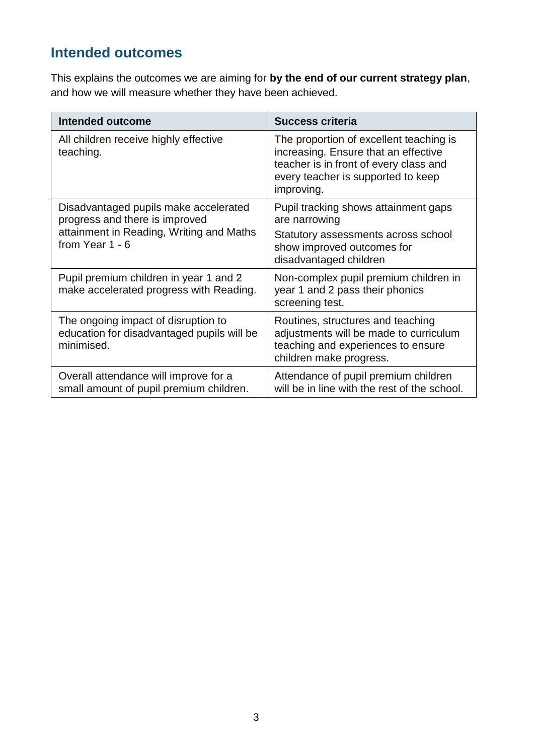## Intended outcomes

This explains the outcomes we are aiming for **by the end of our current strategy plan**, and how we will measure whether they have been achieved.

| Intended outcome | Success criteria |
|---|---|
| All children receive highly effective teaching. | The proportion of excellent teaching is increasing. Ensure that an effective teacher is in front of every class and every teacher is supported to keep improving. |
| Disadvantaged pupils make accelerated progress and there is improved attainment in Reading, Writing and Maths from Year 1 - 6 | Pupil tracking shows attainment gaps are narrowing<br>Statutory assessments across school show improved outcomes for disadvantaged children |
| Pupil premium children in year 1 and 2 make accelerated progress with Reading. | Non-complex pupil premium children in year 1 and 2 pass their phonics screening test. |
| The ongoing impact of disruption to education for disadvantaged pupils will be minimised. | Routines, structures and teaching adjustments will be made to curriculum teaching and experiences to ensure children make progress. |
| Overall attendance will improve for a small amount of pupil premium children. | Attendance of pupil premium children will be in line with the rest of the school. |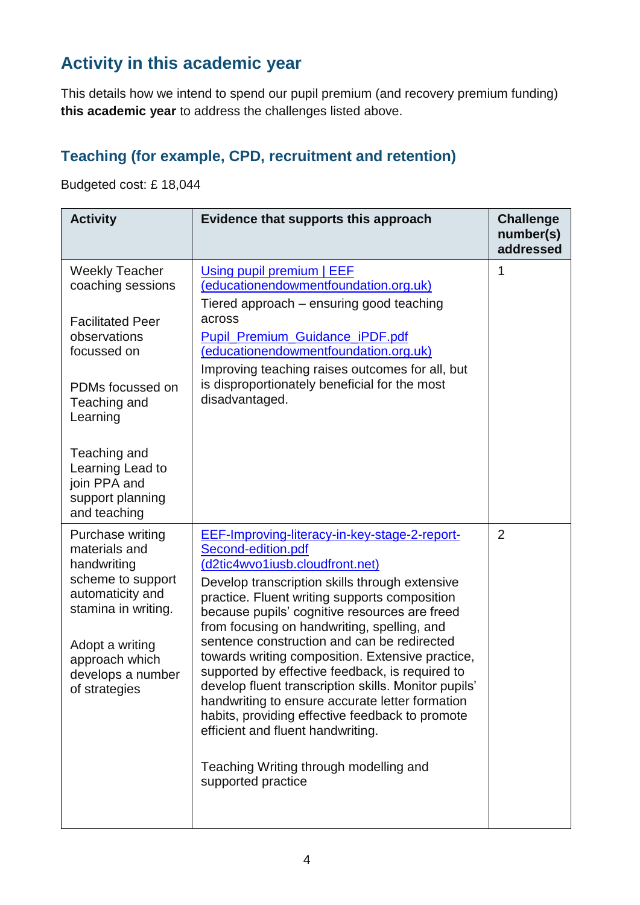## Activity in this academic year

This details how we intend to spend our pupil premium (and recovery premium funding) **this academic year** to address the challenges listed above.

### Teaching (for example, CPD, recruitment and retention)

Budgeted cost: £ 18,044

| Activity | Evidence that supports this approach | Challenge number(s) addressed |
|---|---|---|
| Weekly Teacher coaching sessions<br><br>Facilitated Peer observations focussed on<br><br>PDMs focussed on Teaching and Learning<br><br>Teaching and Learning Lead to join PPA and support planning and teaching | [Using pupil premium \| EEF (educationendowmentfoundation.org.uk)]<br>Tiered approach – ensuring good teaching across<br>[Pupil_Premium_Guidance_iPDF.pdf (educationendowmentfoundation.org.uk)]<br>Improving teaching raises outcomes for all, but is disproportionately beneficial for the most disadvantaged. | 1 |
| Purchase writing materials and handwriting scheme to support automaticity and stamina in writing.<br><br>Adopt a writing approach which develops a number of strategies | [EEF-Improving-literacy-in-key-stage-2-report-Second-edition.pdf (d2tic4wvo1iusb.cloudfront.net)]<br>Develop transcription skills through extensive practice. Fluent writing supports composition because pupils' cognitive resources are freed from focusing on handwriting, spelling, and sentence construction and can be redirected towards writing composition. Extensive practice, supported by effective feedback, is required to develop fluent transcription skills. Monitor pupils' handwriting to ensure accurate letter formation habits, providing effective feedback to promote efficient and fluent handwriting.<br><br>Teaching Writing through modelling and supported practice | 2 |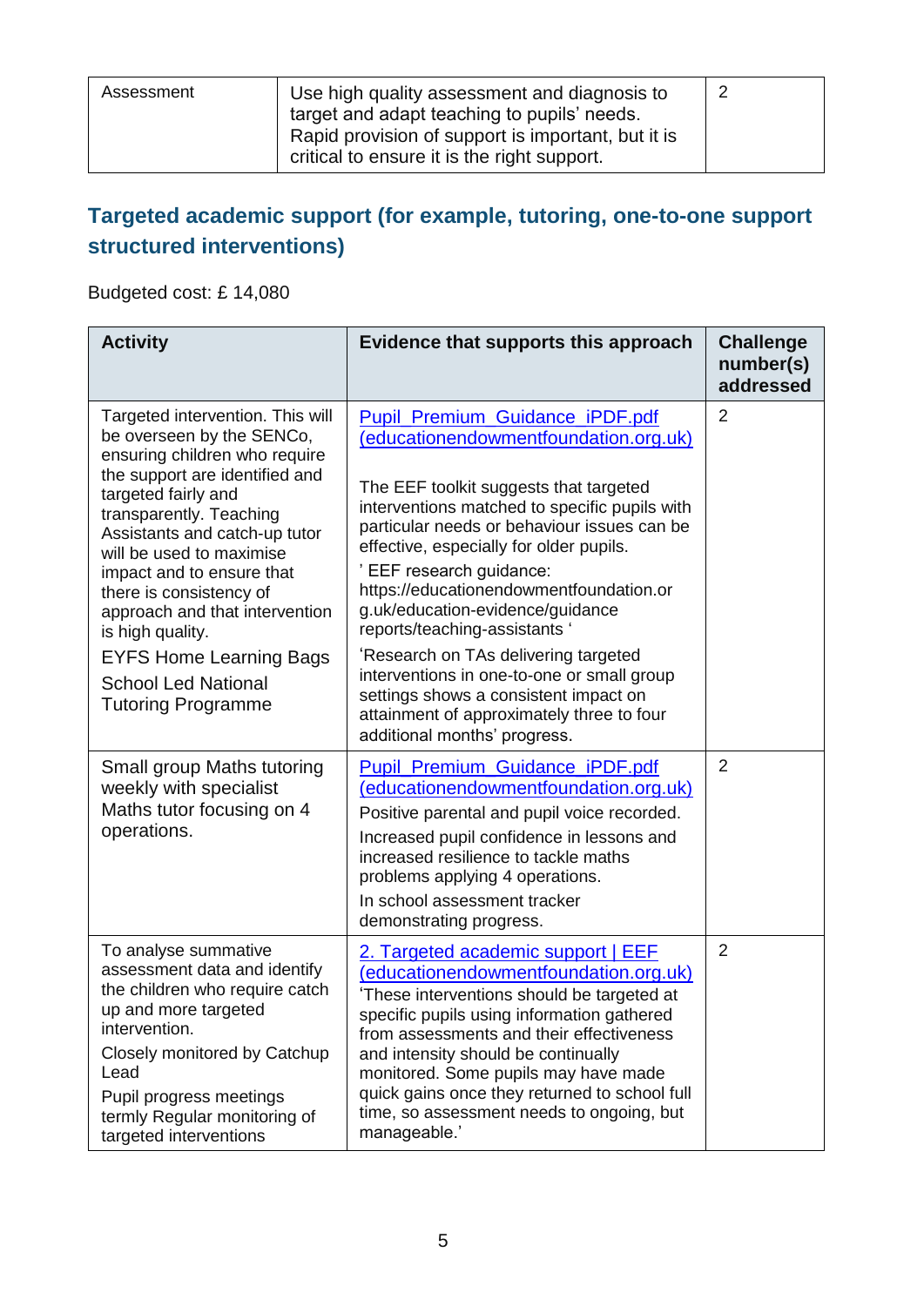| Assessment | Use high quality assessment and diagnosis to target and adapt teaching to pupils' needs. Rapid provision of support is important, but it is critical to ensure it is the right support. | 2 |
|---|---|---|

## Targeted academic support (for example, tutoring, one-to-one support structured interventions)

Budgeted cost: £ 14,080

| Activity | Evidence that supports this approach | Challenge number(s) addressed |
|---|---|---|
| Targeted intervention. This will be overseen by the SENCo, ensuring children who require the support are identified and targeted fairly and transparently. Teaching Assistants and catch-up tutor will be used to maximise impact and to ensure that there is consistency of approach and that intervention is high quality.<br>EYFS Home Learning Bags<br>School Led National Tutoring Programme | Pupil_Premium_Guidance_iPDF.pdf (educationendowmentfoundation.org.uk)<br><br>The EEF toolkit suggests that targeted interventions matched to specific pupils with particular needs or behaviour issues can be effective, especially for older pupils.<br>' EEF research guidance: https://educationendowmentfoundation.org.uk/education-evidence/guidance reports/teaching-assistants '<br>'Research on TAs delivering targeted interventions in one-to-one or small group settings shows a consistent impact on attainment of approximately three to four additional months' progress. | 2 |
| Small group Maths tutoring weekly with specialist Maths tutor focusing on 4 operations. | Pupil_Premium_Guidance_iPDF.pdf (educationendowmentfoundation.org.uk)<br>Positive parental and pupil voice recorded.<br>Increased pupil confidence in lessons and increased resilience to tackle maths problems applying 4 operations.<br>In school assessment tracker demonstrating progress. | 2 |
| To analyse summative assessment data and identify the children who require catch up and more targeted intervention.<br>Closely monitored by Catchup Lead<br>Pupil progress meetings termly Regular monitoring of targeted interventions | 2. Targeted academic support \| EEF (educationendowmentfoundation.org.uk)<br>'These interventions should be targeted at specific pupils using information gathered from assessments and their effectiveness and intensity should be continually monitored. Some pupils may have made quick gains once they returned to school full time, so assessment needs to ongoing, but manageable.' | 2 |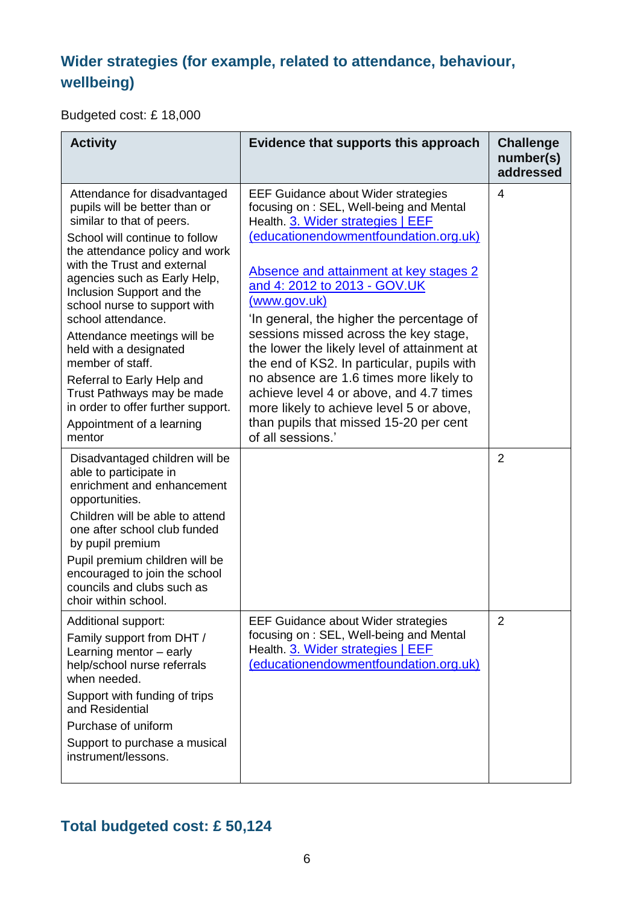## Wider strategies (for example, related to attendance, behaviour, wellbeing)

Budgeted cost: £ 18,000

| Activity | Evidence that supports this approach | Challenge number(s) addressed |
|---|---|---|
| Attendance for disadvantaged pupils will be better than or similar to that of peers.<br>School will continue to follow the attendance policy and work with the Trust and external agencies such as Early Help, Inclusion Support and the school nurse to support with school attendance.<br>Attendance meetings will be held with a designated member of staff.<br>Referral to Early Help and Trust Pathways may be made in order to offer further support.<br>Appointment of a learning mentor | EEF Guidance about Wider strategies focusing on : SEL, Well-being and Mental Health. [3. Wider strategies \| EEF (educationendowmentfoundation.org.uk)]()<br><br>[Absence and attainment at key stages 2 and 4: 2012 to 2013 - GOV.UK (www.gov.uk)]()<br>'In general, the higher the percentage of sessions missed across the key stage, the lower the likely level of attainment at the end of KS2. In particular, pupils with no absence are 1.6 times more likely to achieve level 4 or above, and 4.7 times more likely to achieve level 5 or above, than pupils that missed 15-20 per cent of all sessions.' | 4 |
| Disadvantaged children will be able to participate in enrichment and enhancement opportunities.<br>Children will be able to attend one after school club funded by pupil premium<br>Pupil premium children will be encouraged to join the school councils and clubs such as choir within school. | | 2 |
| Additional support:<br>Family support from DHT / Learning mentor – early help/school nurse referrals when needed.<br>Support with funding of trips and Residential<br>Purchase of uniform<br>Support to purchase a musical instrument/lessons. | EEF Guidance about Wider strategies focusing on : SEL, Well-being and Mental Health. [3. Wider strategies \| EEF (educationendowmentfoundation.org.uk)]() | 2 |

## Total budgeted cost: £ 50,124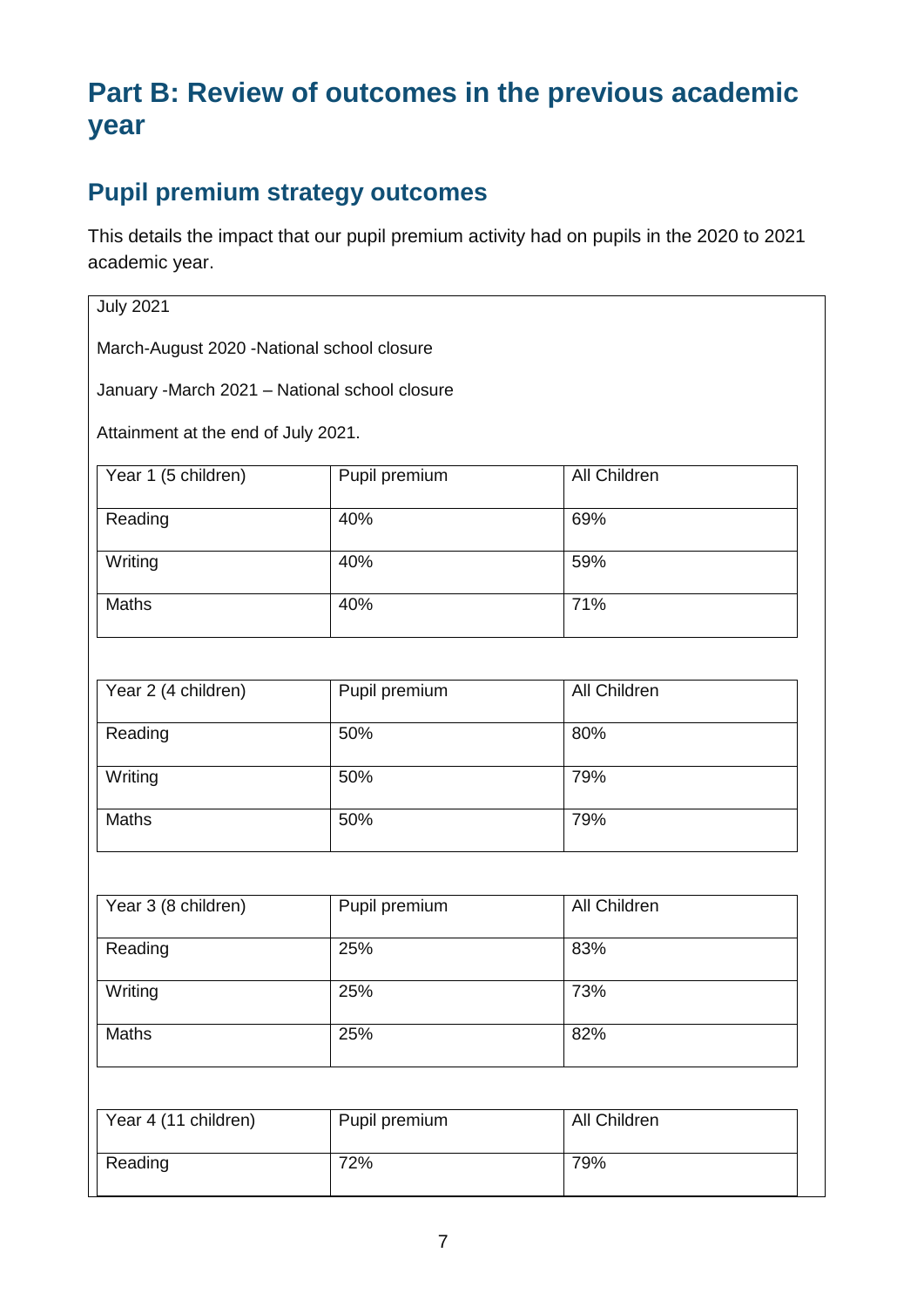# Part B: Review of outcomes in the previous academic year

## Pupil premium strategy outcomes

This details the impact that our pupil premium activity had on pupils in the 2020 to 2021 academic year.

July 2021

March-August 2020 -National school closure

January -March 2021 – National school closure

Attainment at the end of July 2021.

| Year 1 (5 children) | Pupil premium | All Children |
| --- | --- | --- |
| Reading | 40% | 69% |
| Writing | 40% | 59% |
| Maths | 40% | 71% |

| Year 2 (4 children) | Pupil premium | All Children |
| --- | --- | --- |
| Reading | 50% | 80% |
| Writing | 50% | 79% |
| Maths | 50% | 79% |

| Year 3 (8 children) | Pupil premium | All Children |
| --- | --- | --- |
| Reading | 25% | 83% |
| Writing | 25% | 73% |
| Maths | 25% | 82% |

| Year 4 (11 children) | Pupil premium | All Children |
| --- | --- | --- |
| Reading | 72% | 79% |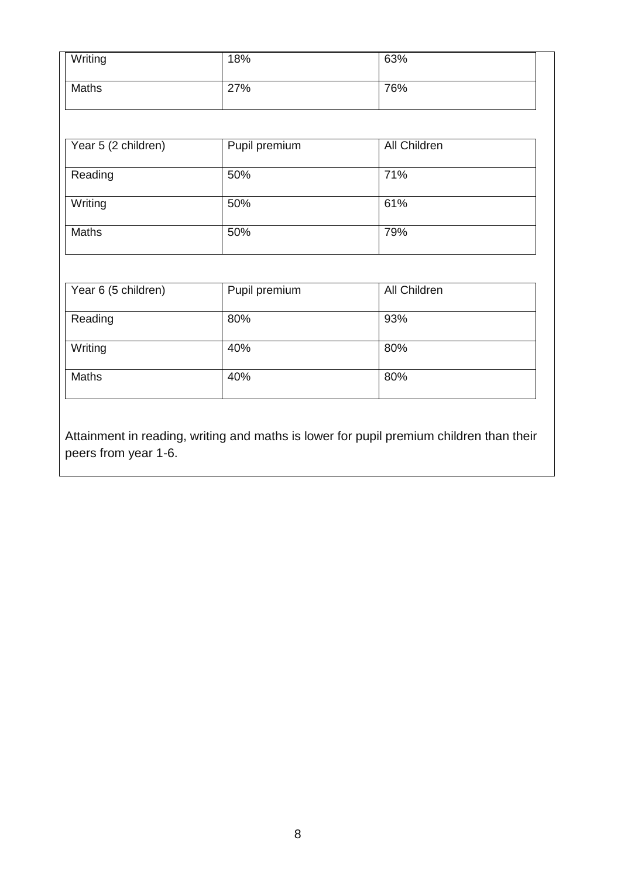| | | |
|---|---|---|
| Writing | 18% | 63% |
| Maths | 27% | 76% |

| Year 5 (2 children) | Pupil premium | All Children |
|---|---|---|
| Reading | 50% | 71% |
| Writing | 50% | 61% |
| Maths | 50% | 79% |

| Year 6 (5 children) | Pupil premium | All Children |
|---|---|---|
| Reading | 80% | 93% |
| Writing | 40% | 80% |
| Maths | 40% | 80% |

Attainment in reading, writing and maths is lower for pupil premium children than their peers from year 1-6.